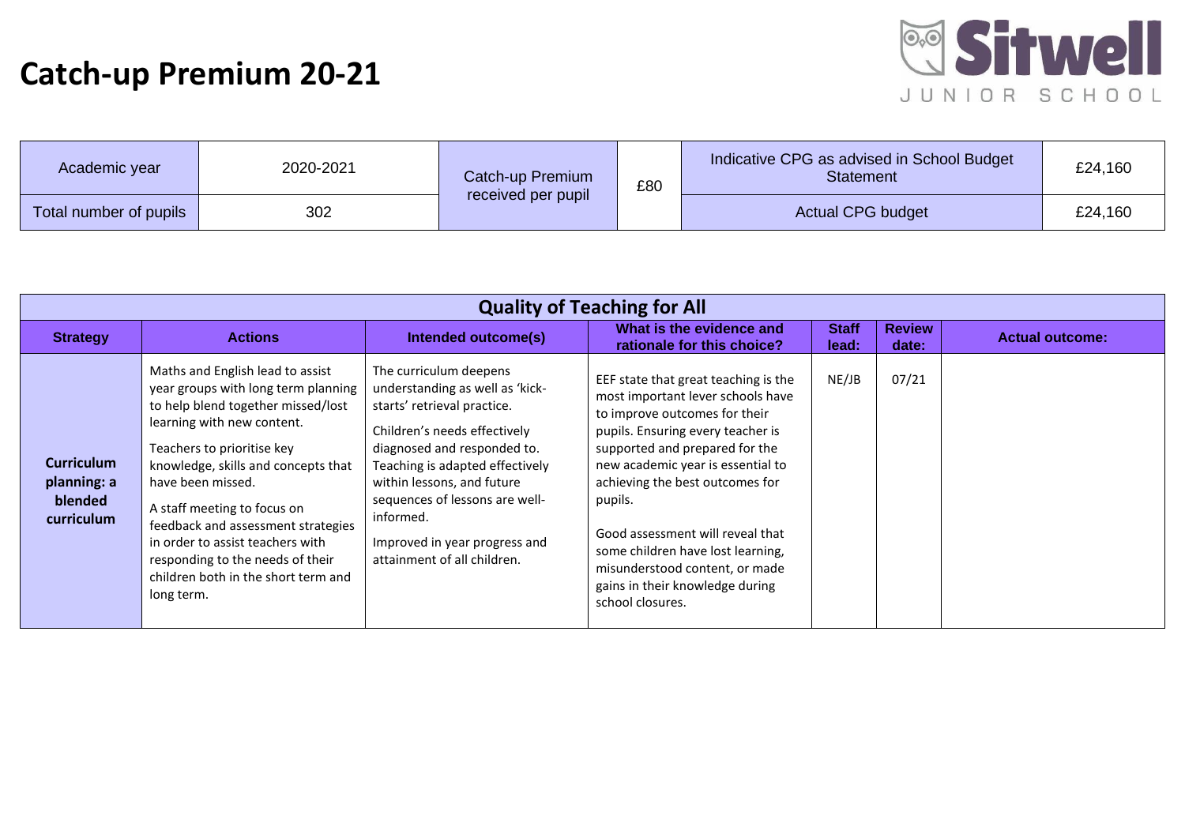# Catch-up Premium 20-21

Sitwell JUNIOR SCHOOL

| Academic year | 2020-2021 | Catch-up Premium received per pupil | £80 | Indicative CPG as advised in School Budget Statement | £24,160 |
|---|---|---|---|---|---|
| Total number of pupils | 302 | | | Actual CPG budget | £24,160 |

| Quality of Teaching for All | | | | | | |
|---|---|---|---|---|---|---|
| **Strategy** | **Actions** | **Intended outcome(s)** | **What is the evidence and rationale for this choice?** | **Staff lead:** | **Review date:** | **Actual outcome:** |
| **Curriculum planning: a blended curriculum** | Maths and English lead to assist year groups with long term planning to help blend together missed/lost learning with new content.<br><br>Teachers to prioritise key knowledge, skills and concepts that have been missed.<br><br>A staff meeting to focus on feedback and assessment strategies in order to assist teachers with responding to the needs of their children both in the short term and long term. | The curriculum deepens understanding as well as 'kick-starts' retrieval practice.<br><br>Children's needs effectively diagnosed and responded to. Teaching is adapted effectively within lessons, and future sequences of lessons are well-informed.<br><br>Improved in year progress and attainment of all children. | EEF state that great teaching is the most important lever schools have to improve outcomes for their pupils. Ensuring every teacher is supported and prepared for the new academic year is essential to achieving the best outcomes for pupils.<br><br>Good assessment will reveal that some children have lost learning, misunderstood content, or made gains in their knowledge during school closures. | NE/JB | 07/21 | |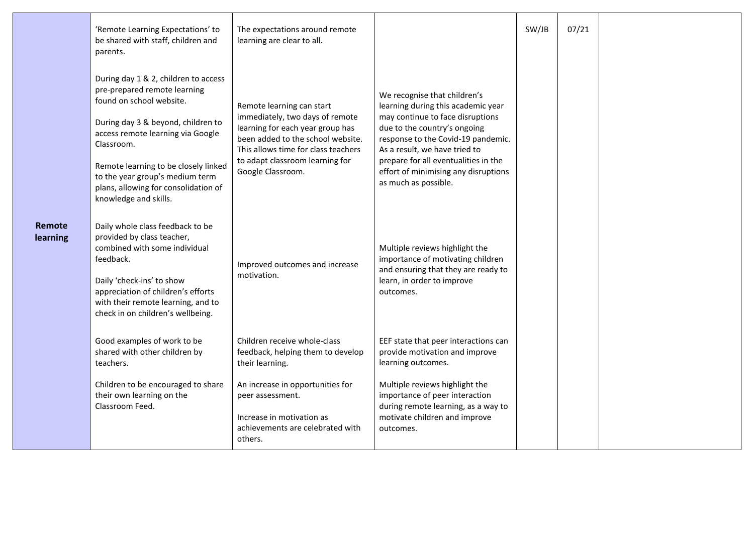| | | | | | | |
|---|---|---|---|---|---|---|
| **Remote learning** | 'Remote Learning Expectations' to be shared with staff, children and parents. | The expectations around remote learning are clear to all. | | SW/JB | 07/21 | |
| | During day 1 & 2, children to access pre-prepared remote learning found on school website.<br><br>During day 3 & beyond, children to access remote learning via Google Classroom.<br><br>Remote learning to be closely linked to the year group's medium term plans, allowing for consolidation of knowledge and skills. | Remote learning can start immediately, two days of remote learning for each year group has been added to the school website. This allows time for class teachers to adapt classroom learning for Google Classroom. | We recognise that children's learning during this academic year may continue to face disruptions due to the country's ongoing response to the Covid-19 pandemic. As a result, we have tried to prepare for all eventualities in the effort of minimising any disruptions as much as possible. | | | |
| | Daily whole class feedback to be provided by class teacher, combined with some individual feedback.<br><br>Daily 'check-ins' to show appreciation of children's efforts with their remote learning, and to check in on children's wellbeing. | Improved outcomes and increase motivation. | Multiple reviews highlight the importance of motivating children and ensuring that they are ready to learn, in order to improve outcomes. | | | |
| | Good examples of work to be shared with other children by teachers.<br><br>Children to be encouraged to share their own learning on the Classroom Feed. | Children receive whole-class feedback, helping them to develop their learning.<br><br>An increase in opportunities for peer assessment.<br><br>Increase in motivation as achievements are celebrated with others. | EEF state that peer interactions can provide motivation and improve learning outcomes.<br><br>Multiple reviews highlight the importance of peer interaction during remote learning, as a way to motivate children and improve outcomes. | | | |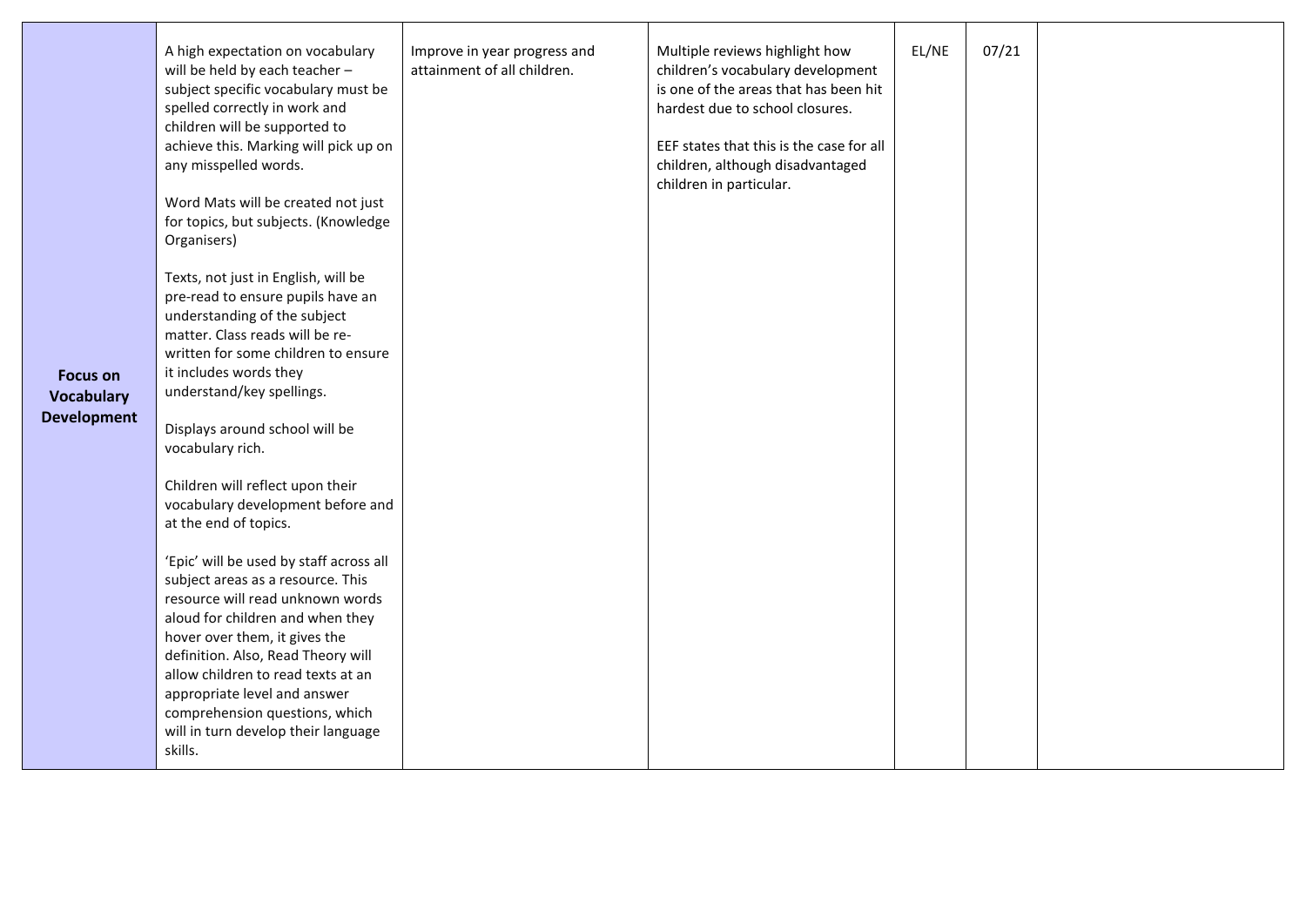| | | | | | | |
|---|---|---|---|---|---|---|
| **Focus on Vocabulary Development** | A high expectation on vocabulary will be held by each teacher – subject specific vocabulary must be spelled correctly in work and children will be supported to achieve this. Marking will pick up on any misspelled words.<br><br>Word Mats will be created not just for topics, but subjects. (Knowledge Organisers)<br><br>Texts, not just in English, will be pre-read to ensure pupils have an understanding of the subject matter. Class reads will be re-written for some children to ensure it includes words they understand/key spellings.<br><br>Displays around school will be vocabulary rich.<br><br>Children will reflect upon their vocabulary development before and at the end of topics.<br><br>'Epic' will be used by staff across all subject areas as a resource. This resource will read unknown words aloud for children and when they hover over them, it gives the definition. Also, Read Theory will allow children to read texts at an appropriate level and answer comprehension questions, which will in turn develop their language skills. | Improve in year progress and attainment of all children. | Multiple reviews highlight how children's vocabulary development is one of the areas that has been hit hardest due to school closures.<br><br>EEF states that this is the case for all children, although disadvantaged children in particular. | EL/NE | 07/21 | |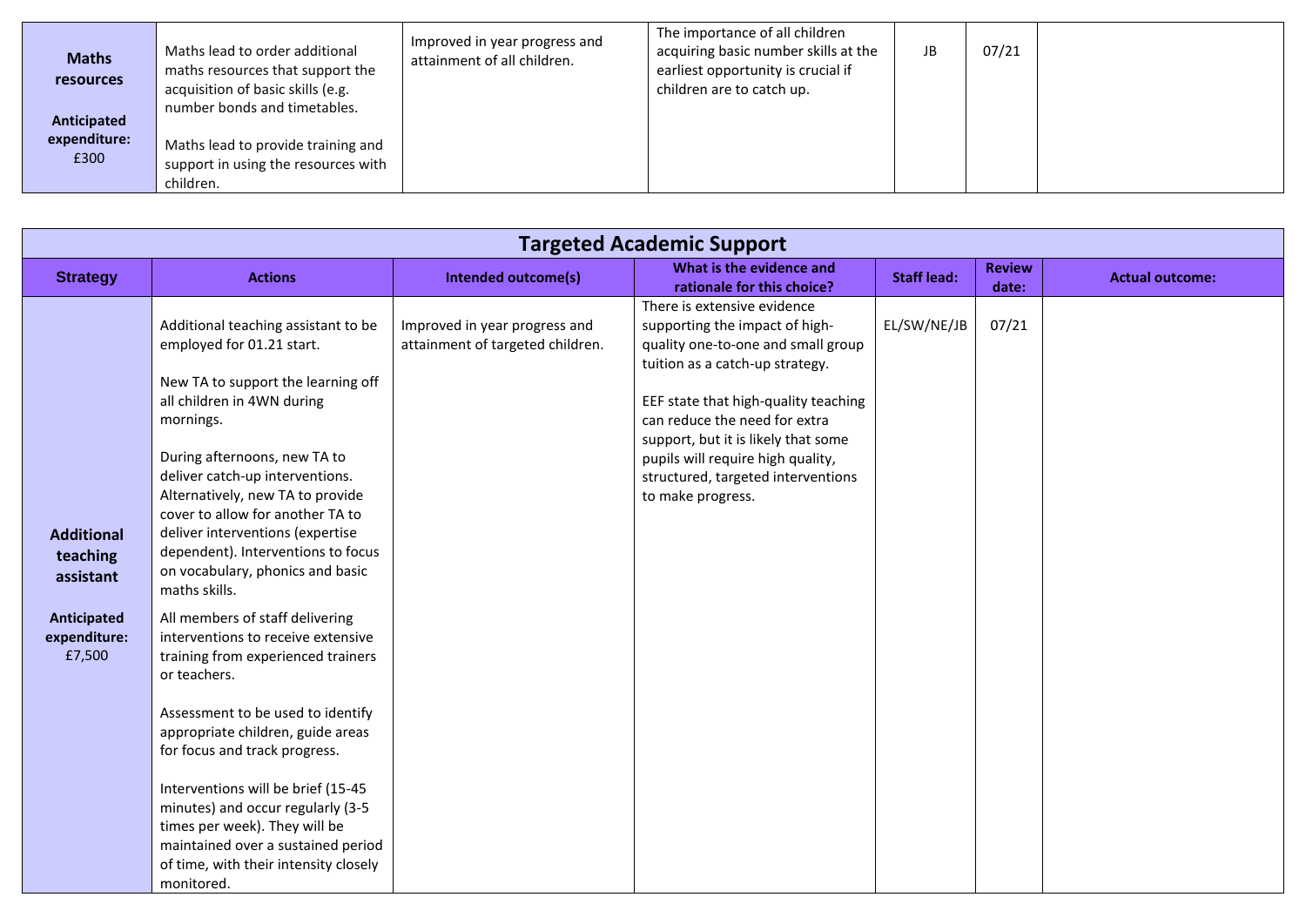| | | | | | | |
|---|---|---|---|---|---|---|
| **Maths resources**<br><br>**Anticipated expenditure:** £300 | Maths lead to order additional maths resources that support the acquisition of basic skills (e.g. number bonds and timetables.<br><br>Maths lead to provide training and support in using the resources with children. | Improved in year progress and attainment of all children. | The importance of all children acquiring basic number skills at the earliest opportunity is crucial if children are to catch up. | JB | 07/21 | |

## Targeted Academic Support

| Strategy | Actions | Intended outcome(s) | What is the evidence and rationale for this choice? | Staff lead: | Review date: | Actual outcome: |
|---|---|---|---|---|---|---|
| **Additional teaching assistant**<br><br>**Anticipated expenditure:** £7,500 | Additional teaching assistant to be employed for 01.21 start.<br><br>New TA to support the learning off all children in 4WN during mornings.<br><br>During afternoons, new TA to deliver catch-up interventions. Alternatively, new TA to provide cover to allow for another TA to deliver interventions (expertise dependent). Interventions to focus on vocabulary, phonics and basic maths skills.<br><br>All members of staff delivering interventions to receive extensive training from experienced trainers or teachers.<br><br>Assessment to be used to identify appropriate children, guide areas for focus and track progress.<br><br>Interventions will be brief (15-45 minutes) and occur regularly (3-5 times per week). They will be maintained over a sustained period of time, with their intensity closely monitored. | Improved in year progress and attainment of targeted children. | There is extensive evidence supporting the impact of high-quality one-to-one and small group tuition as a catch-up strategy.<br><br>EEF state that high-quality teaching can reduce the need for extra support, but it is likely that some pupils will require high quality, structured, targeted interventions to make progress. | EL/SW/NE/JB | 07/21 | |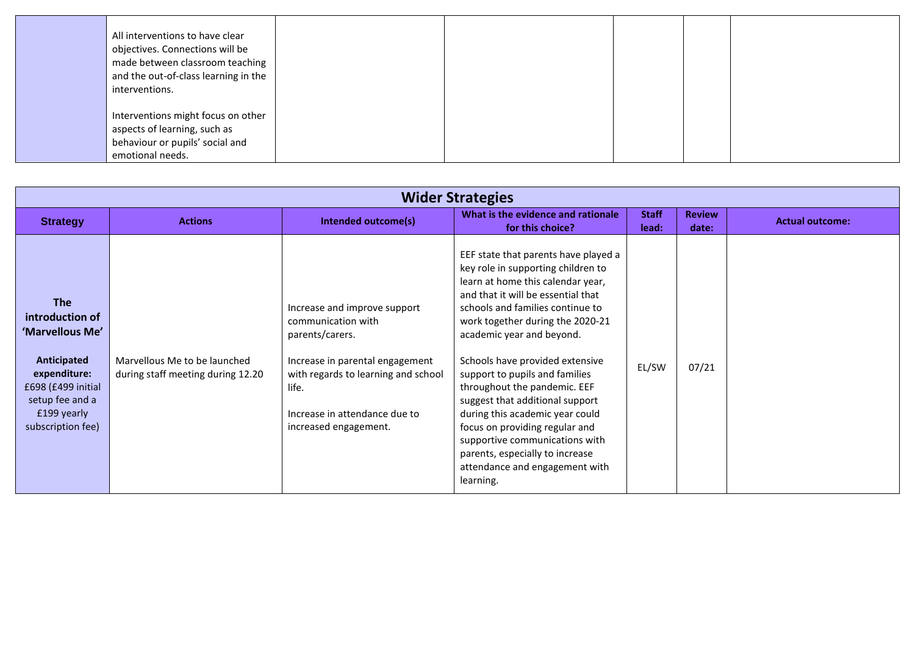| | | | | | | |
|---|---|---|---|---|---|---|
| | All interventions to have clear objectives. Connections will be made between classroom teaching and the out-of-class learning in the interventions.<br><br>Interventions might focus on other aspects of learning, such as behaviour or pupils' social and emotional needs. | | | | | |

## Wider Strategies

| Strategy | Actions | Intended outcome(s) | What is the evidence and rationale for this choice? | Staff lead: | Review date: | Actual outcome: |
|---|---|---|---|---|---|---|
| **The introduction of 'Marvellous Me'**<br><br>**Anticipated expenditure:** £698 (£499 initial setup fee and a £199 yearly subscription fee) | Marvellous Me to be launched during staff meeting during 12.20 | Increase and improve support communication with parents/carers.<br><br>Increase in parental engagement with regards to learning and school life.<br><br>Increase in attendance due to increased engagement. | EEF state that parents have played a key role in supporting children to learn at home this calendar year, and that it will be essential that schools and families continue to work together during the 2020-21 academic year and beyond.<br><br>Schools have provided extensive support to pupils and families throughout the pandemic. EEF suggest that additional support during this academic year could focus on providing regular and supportive communications with parents, especially to increase attendance and engagement with learning. | EL/SW | 07/21 | |